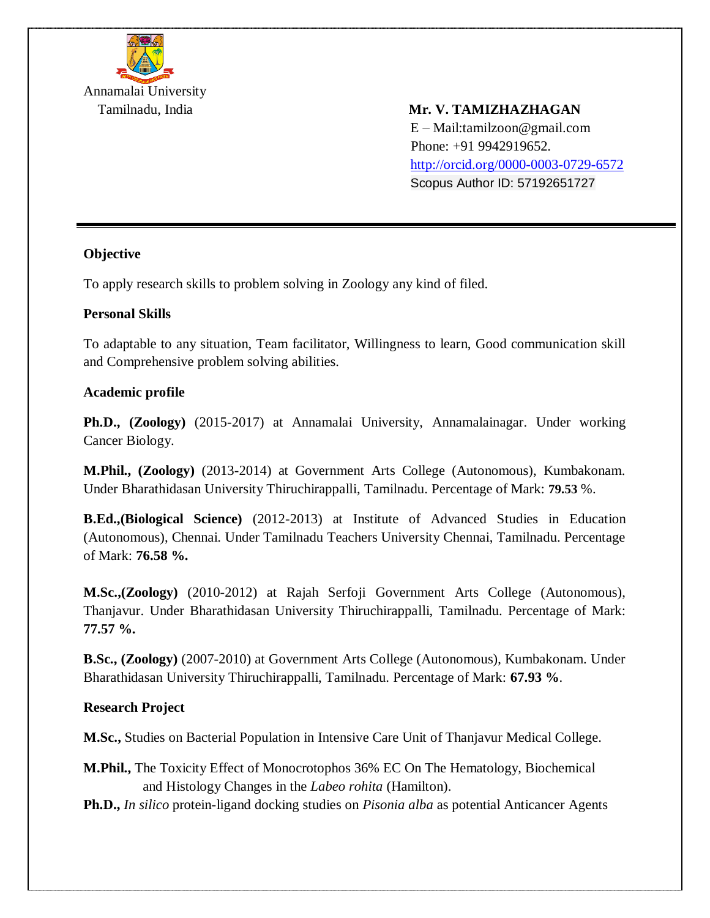Annamalai University
Tamilnadu, India

**Mr. V. TAMIZHAZHAGAN**
E – Mail:tamilzoon@gmail.com
Phone: +91 9942919652.
http://orcid.org/0000-0003-0729-6572
Scopus Author ID: 57192651727

---

**Objective**

To apply research skills to problem solving in Zoology any kind of filed.

**Personal Skills**

To adaptable to any situation, Team facilitator, Willingness to learn, Good communication skill and Comprehensive problem solving abilities.

**Academic profile**

**Ph.D., (Zoology)** (2015-2017) at Annamalai University, Annamalainagar. Under working Cancer Biology.

**M.Phil., (Zoology)** (2013-2014) at Government Arts College (Autonomous), Kumbakonam. Under Bharathidasan University Thiruchirappalli, Tamilnadu. Percentage of Mark: **79.53** %.

**B.Ed.,(Biological Science)** (2012-2013) at Institute of Advanced Studies in Education (Autonomous), Chennai. Under Tamilnadu Teachers University Chennai, Tamilnadu. Percentage of Mark: **76.58 %.**

**M.Sc.,(Zoology)** (2010-2012) at Rajah Serfoji Government Arts College (Autonomous), Thanjavur. Under Bharathidasan University Thiruchirappalli, Tamilnadu. Percentage of Mark: **77.57 %.**

**B.Sc., (Zoology)** (2007-2010) at Government Arts College (Autonomous), Kumbakonam. Under Bharathidasan University Thiruchirappalli, Tamilnadu. Percentage of Mark: **67.93 %**.

**Research Project**

**M.Sc.,** Studies on Bacterial Population in Intensive Care Unit of Thanjavur Medical College.

**M.Phil.,** The Toxicity Effect of Monocrotophos 36% EC On The Hematology, Biochemical and Histology Changes in the *Labeo rohita* (Hamilton).

**Ph.D.,** *In silico* protein-ligand docking studies on *Pisonia alba* as potential Anticancer Agents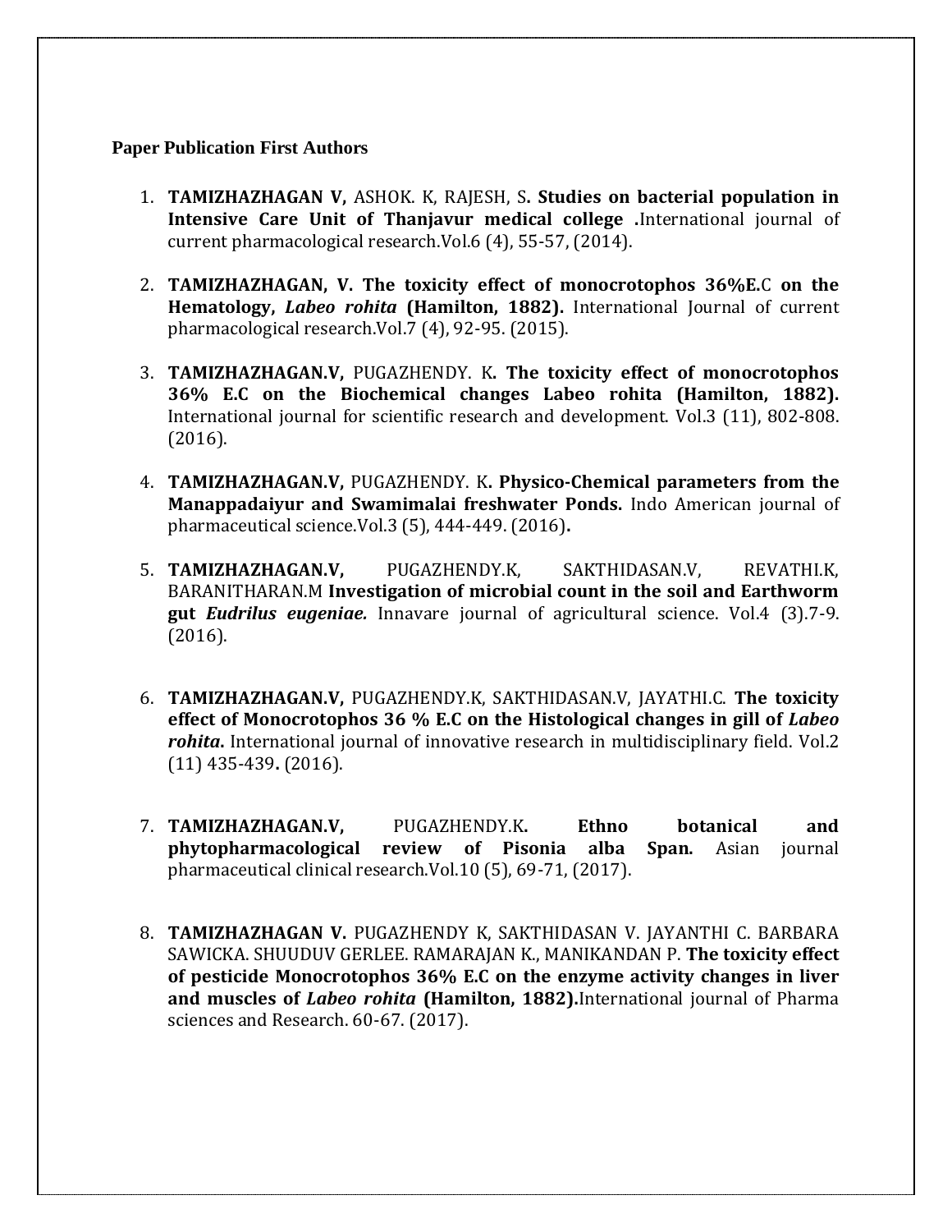**Paper Publication First Authors**

1. **TAMIZHAZHAGAN V,** ASHOK. K, RAJESH, S**. Studies on bacterial population in Intensive Care Unit of Thanjavur medical college .**International journal of current pharmacological research.Vol.6 (4), 55-57, (2014).

2. **TAMIZHAZHAGAN, V. The toxicity effect of monocrotophos 36%E.**C **on the Hematology, *Labeo rohita* (Hamilton, 1882).** International Journal of current pharmacological research.Vol.7 (4), 92-95. (2015).

3. **TAMIZHAZHAGAN.V,** PUGAZHENDY. K**. The toxicity effect of monocrotophos 36% E.C on the Biochemical changes Labeo rohita (Hamilton, 1882).** International journal for scientific research and development. Vol.3 (11), 802-808. (2016).

4. **TAMIZHAZHAGAN.V,** PUGAZHENDY. K**. Physico-Chemical parameters from the Manappadaiyur and Swamimalai freshwater Ponds.** Indo American journal of pharmaceutical science.Vol.3 (5), 444-449. (2016)**.**

5. **TAMIZHAZHAGAN.V,** PUGAZHENDY.K, SAKTHIDASAN.V, REVATHI.K, BARANITHARAN.M **Investigation of microbial count in the soil and Earthworm gut *Eudrilus eugeniae.*** Innavare journal of agricultural science. Vol.4 (3).7-9. (2016).

6. **TAMIZHAZHAGAN.V,** PUGAZHENDY.K, SAKTHIDASAN.V, JAYATHI.C. **The toxicity effect of Monocrotophos 36 % E.C on the Histological changes in gill of *Labeo rohita*.** International journal of innovative research in multidisciplinary field. Vol.2 (11) 435-439**.** (2016).

7. **TAMIZHAZHAGAN.V,** PUGAZHENDY.K**. Ethno botanical and phytopharmacological review of Pisonia alba Span.** Asian journal pharmaceutical clinical research.Vol.10 (5), 69-71, (2017).

8. **TAMIZHAZHAGAN V.** PUGAZHENDY K, SAKTHIDASAN V. JAYANTHI C. BARBARA SAWICKA. SHUUDUV GERLEE. RAMARAJAN K., MANIKANDAN P. **The toxicity effect of pesticide Monocrotophos 36% E.C on the enzyme activity changes in liver and muscles of *Labeo rohita* (Hamilton, 1882).**International journal of Pharma sciences and Research. 60-67. (2017).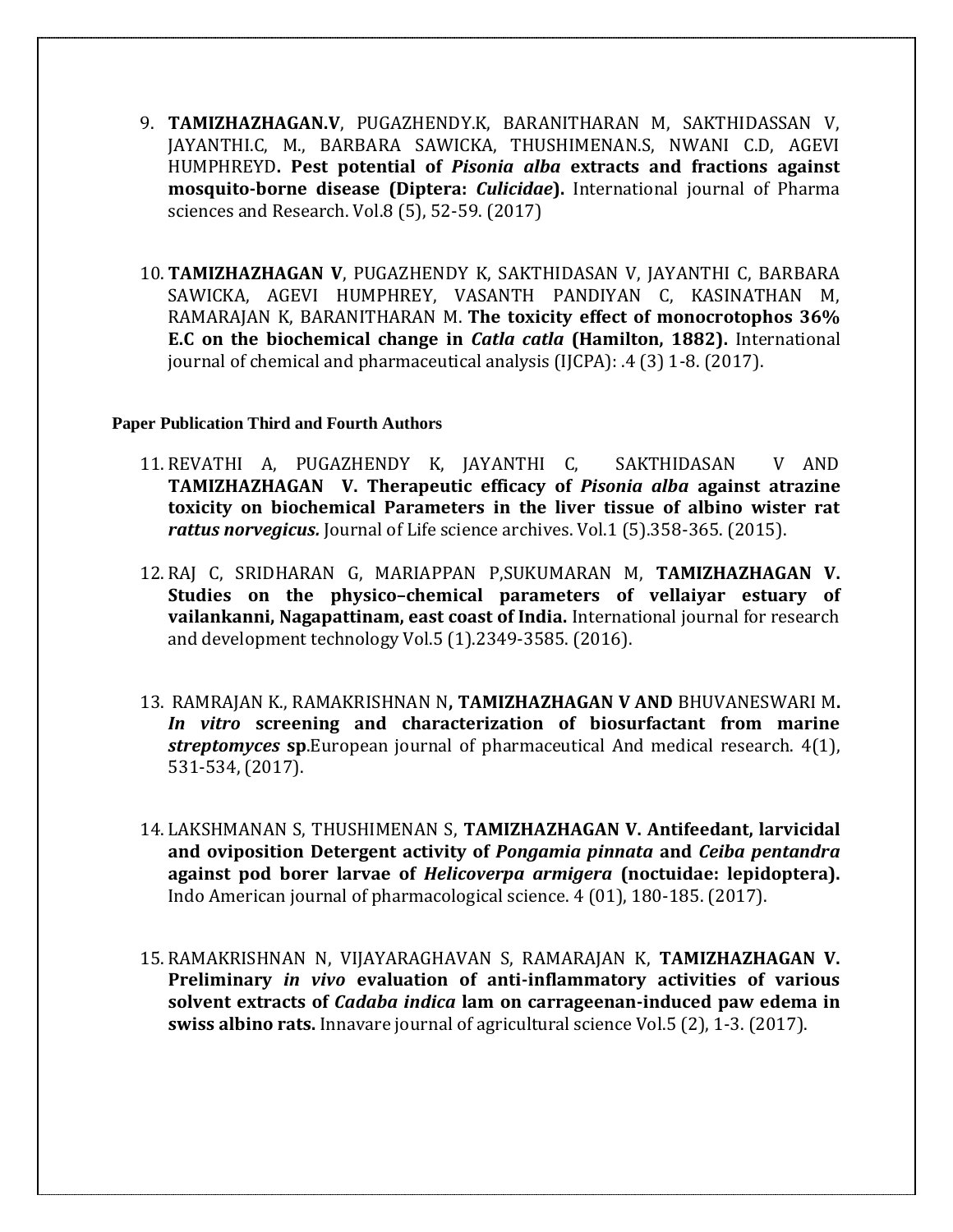9. **TAMIZHAZHAGAN.V**, PUGAZHENDY.K, BARANITHARAN M, SAKTHIDASSAN V, JAYANTHI.C, M., BARBARA SAWICKA, THUSHIMENAN.S, NWANI C.D, AGEVI HUMPHREYD**. Pest potential of *Pisonia alba* extracts and fractions against mosquito-borne disease (Diptera: *Culicidae*).** International journal of Pharma sciences and Research. Vol.8 (5), 52-59. (2017)

10. **TAMIZHAZHAGAN V**, PUGAZHENDY K, SAKTHIDASAN V, JAYANTHI C, BARBARA SAWICKA, AGEVI HUMPHREY, VASANTH PANDIYAN C, KASINATHAN M, RAMARAJAN K, BARANITHARAN M. **The toxicity effect of monocrotophos 36% E.C on the biochemical change in *Catla catla* (Hamilton, 1882).** International journal of chemical and pharmaceutical analysis (IJCPA): .4 (3) 1-8. (2017).

**Paper Publication Third and Fourth Authors**

11. REVATHI A, PUGAZHENDY K, JAYANTHI C, SAKTHIDASAN V AND **TAMIZHAZHAGAN V. Therapeutic efficacy of *Pisonia alba* against atrazine toxicity on biochemical Parameters in the liver tissue of albino wister rat *rattus norvegicus.*** Journal of Life science archives. Vol.1 (5).358-365. (2015).

12. RAJ C, SRIDHARAN G, MARIAPPAN P,SUKUMARAN M, **TAMIZHAZHAGAN V. Studies on the physico–chemical parameters of vellaiyar estuary of vailankanni, Nagapattinam, east coast of India.** International journal for research and development technology Vol.5 (1).2349-3585. (2016).

13. RAMRAJAN K., RAMAKRISHNAN N**, TAMIZHAZHAGAN V AND** BHUVANESWARI M**. *In vitro* screening and characterization of biosurfactant from marine *streptomyces* sp**.European journal of pharmaceutical And medical research. 4(1), 531-534, (2017).

14. LAKSHMANAN S, THUSHIMENAN S, **TAMIZHAZHAGAN V. Antifeedant, larvicidal and oviposition Detergent activity of *Pongamia pinnata* and *Ceiba pentandra* against pod borer larvae of *Helicoverpa armigera* (noctuidae: lepidoptera).** Indo American journal of pharmacological science. 4 (01), 180-185. (2017).

15. RAMAKRISHNAN N, VIJAYARAGHAVAN S, RAMARAJAN K, **TAMIZHAZHAGAN V. Preliminary *in vivo* evaluation of anti-inflammatory activities of various solvent extracts of *Cadaba indica* lam on carrageenan-induced paw edema in swiss albino rats.** Innavare journal of agricultural science Vol.5 (2), 1-3. (2017).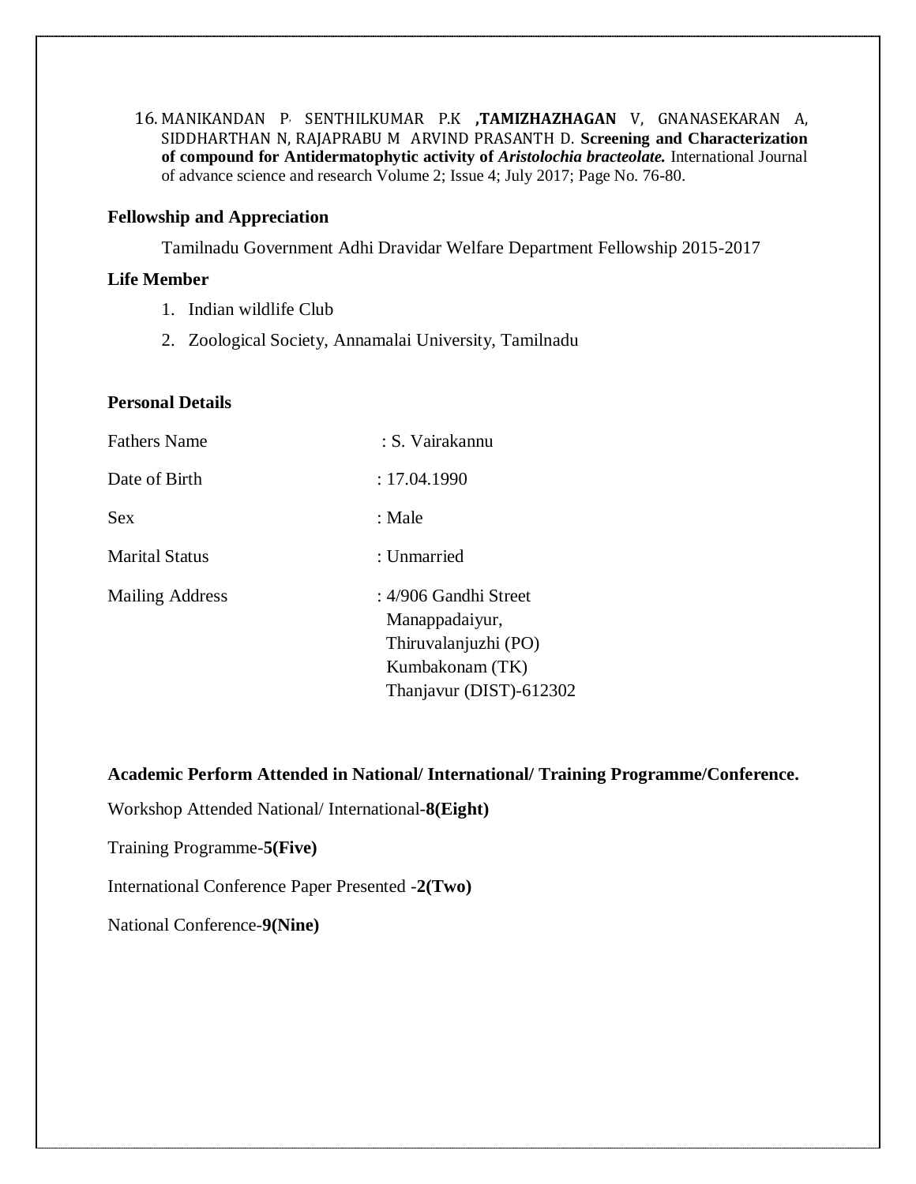16. MANIKANDAN P, SENTHILKUMAR P.K ,**TAMIZHAZHAGAN** V, GNANASEKARAN A, SIDDHARTHAN N, RAJAPRABU M ARVIND PRASANTH D. **Screening and Characterization of compound for Antidermatophytic activity of *Aristolochia bracteolate.*** International Journal of advance science and research Volume 2; Issue 4; July 2017; Page No. 76-80.

**Fellowship and Appreciation**

Tamilnadu Government Adhi Dravidar Welfare Department Fellowship 2015-2017

**Life Member**

1. Indian wildlife Club
2. Zoological Society, Annamalai University, Tamilnadu

**Personal Details**

| | |
|---|---|
| Fathers Name | : S. Vairakannu |
| Date of Birth | : 17.04.1990 |
| Sex | : Male |
| Marital Status | : Unmarried |
| Mailing Address | : 4/906 Gandhi Street<br>Manappadaiyur,<br>Thiruvalanjuzhi (PO)<br>Kumbakonam (TK)<br>Thanjavur (DIST)-612302 |

**Academic Perform Attended in National/ International/ Training Programme/Conference.**

Workshop Attended National/ International-**8(Eight)**

Training Programme-**5(Five)**

International Conference Paper Presented -**2(Two)**

National Conference-**9(Nine)**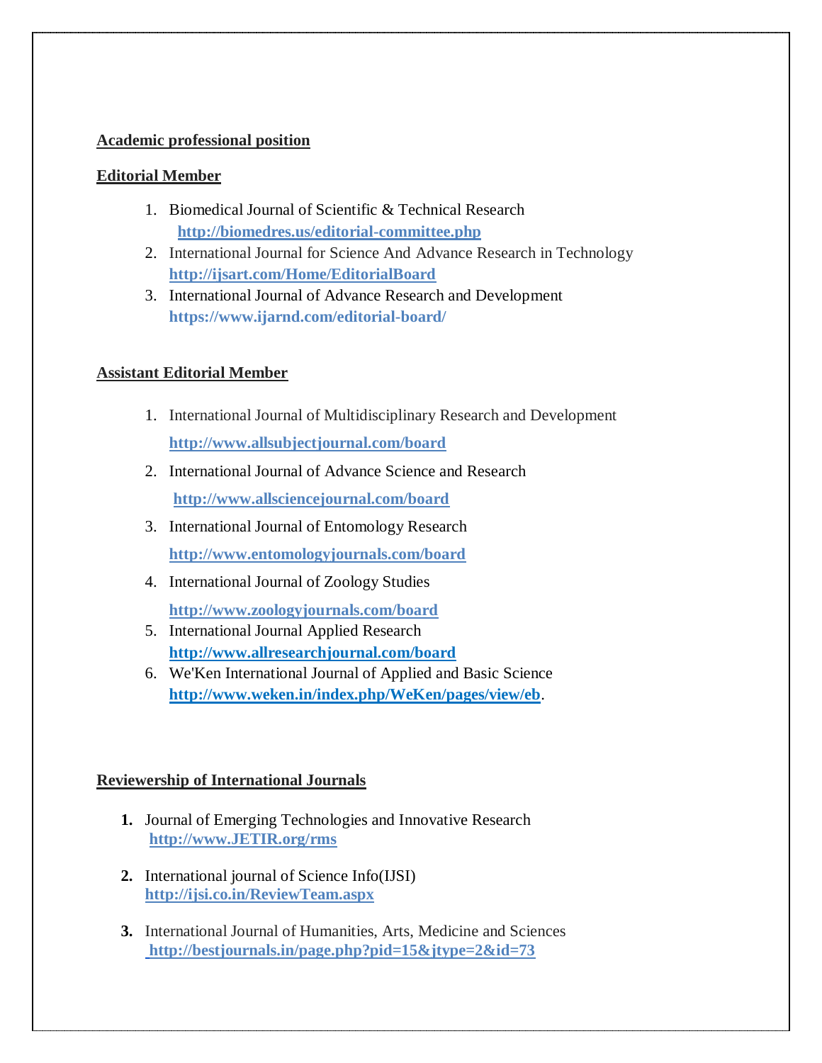**Academic professional position**

**Editorial Member**

1. Biomedical Journal of Scientific & Technical Research
   **http://biomedres.us/editorial-committee.php**
2. International Journal for Science And Advance Research in Technology
   **http://ijsart.com/Home/EditorialBoard**
3. International Journal of Advance Research and Development
   **https://www.ijarnd.com/editorial-board/**

**Assistant Editorial Member**

1. International Journal of Multidisciplinary Research and Development
   **http://www.allsubjectjournal.com/board**
2. International Journal of Advance Science and Research
   **http://www.allsciencejournal.com/board**
3. International Journal of Entomology Research
   **http://www.entomologyjournals.com/board**
4. International Journal of Zoology Studies
   **http://www.zoologyjournals.com/board**
5. International Journal Applied Research
   **http://www.allresearchjournal.com/board**
6. We'Ken International Journal of Applied and Basic Science
   **http://www.weken.in/index.php/WeKen/pages/view/eb**.

**Reviewership of International Journals**

1. Journal of Emerging Technologies and Innovative Research
   **http://www.JETIR.org/rms**
2. International journal of Science Info(IJSI)
   **http://ijsi.co.in/ReviewTeam.aspx**
3. International Journal of Humanities, Arts, Medicine and Sciences
   **http://bestjournals.in/page.php?pid=15&jtype=2&id=73**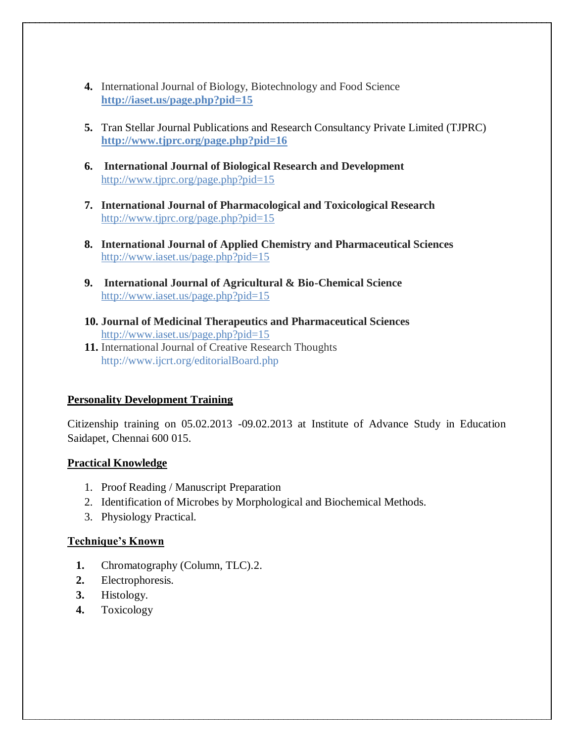4. International Journal of Biology, Biotechnology and Food Science
   **http://iaset.us/page.php?pid=15**

5. Tran Stellar Journal Publications and Research Consultancy Private Limited (TJPRC)
   **http://www.tjprc.org/page.php?pid=16**

6. **International Journal of Biological Research and Development**
   http://www.tjprc.org/page.php?pid=15

7. **International Journal of Pharmacological and Toxicological Research**
   http://www.tjprc.org/page.php?pid=15

8. **International Journal of Applied Chemistry and Pharmaceutical Sciences**
   http://www.iaset.us/page.php?pid=15

9. **International Journal of Agricultural & Bio-Chemical Science**
   http://www.iaset.us/page.php?pid=15

10. **Journal of Medicinal Therapeutics and Pharmaceutical Sciences**
    http://www.iaset.us/page.php?pid=15
11. International Journal of Creative Research Thoughts
    http://www.ijcrt.org/editorialBoard.php

**Personality Development Training**

Citizenship training on 05.02.2013 -09.02.2013 at Institute of Advance Study in Education Saidapet, Chennai 600 015.

**Practical Knowledge**

1. Proof Reading / Manuscript Preparation
2. Identification of Microbes by Morphological and Biochemical Methods.
3. Physiology Practical.

**Technique's Known**

1. Chromatography (Column, TLC).2.
2. Electrophoresis.
3. Histology.
4. Toxicology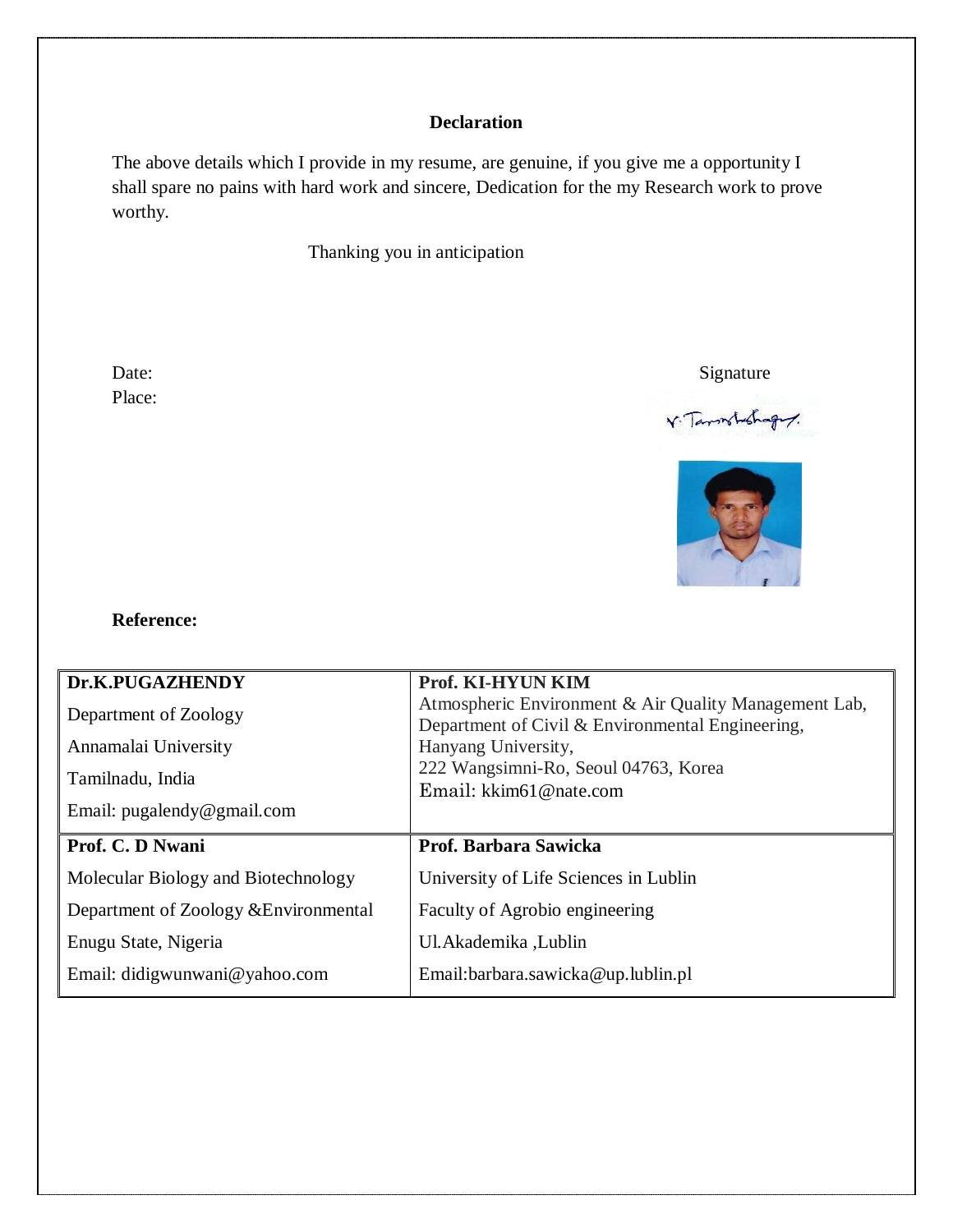**Declaration**

The above details which I provide in my resume, are genuine, if you give me a opportunity I shall spare no pains with hard work and sincere, Dedication for the my Research work to prove worthy.

Thanking you in anticipation

Date:

Place:

Signature

**Reference:**

| | |
|---|---|
| **Dr.K.PUGAZHENDY**<br>Department of Zoology<br>Annamalai University<br>Tamilnadu, India<br>Email: pugalendy@gmail.com | **Prof. KI-HYUN KIM**<br>Atmospheric Environment & Air Quality Management Lab, Department of Civil & Environmental Engineering, Hanyang University,<br>222 Wangsimni-Ro, Seoul 04763, Korea<br>Email: kkim61@nate.com |
| **Prof. C. D Nwani**<br>Molecular Biology and Biotechnology<br>Department of Zoology &Environmental<br>Enugu State, Nigeria<br>Email: didigwunwani@yahoo.com | **Prof. Barbara Sawicka**<br>University of Life Sciences in Lublin<br>Faculty of Agrobio engineering<br>Ul.Akademika ,Lublin<br>Email:barbara.sawicka@up.lublin.pl |